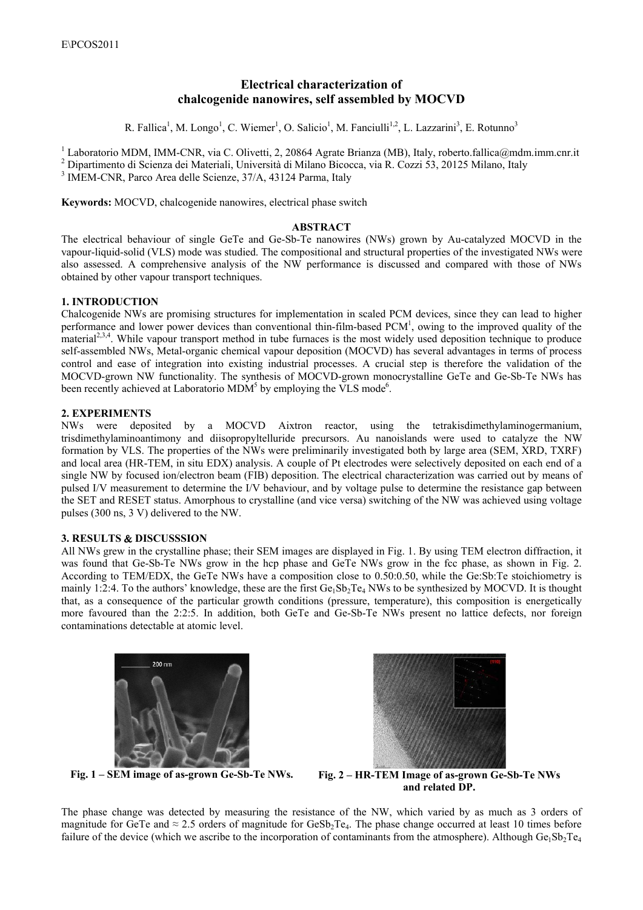# Electrical characterization of chalcogenide nanowires, self assembled by MOCVD

R. Fallica[1], M. Longo[1], C. Wiemer[1], O. Salicio[1], M. Fanciulli[1,2], L. Lazzarini[3], E. Rotunno[3]

[1] Laboratorio MDM, IMM-CNR, via C. Olivetti, 2, 20864 Agrate Brianza (MB), Italy, roberto.fallica@mdm.imm.cnr.it
[2] Dipartimento di Scienza dei Materiali, Università di Milano Bicocca, via R. Cozzi 53, 20125 Milano, Italy
[3] IMEM-CNR, Parco Area delle Scienze, 37/A, 43124 Parma, Italy

**Keywords:** MOCVD, chalcogenide nanowires, electrical phase switch

## ABSTRACT

The electrical behaviour of single GeTe and Ge-Sb-Te nanowires (NWs) grown by Au-catalyzed MOCVD in the vapour-liquid-solid (VLS) mode was studied. The compositional and structural properties of the investigated NWs were also assessed. A comprehensive analysis of the NW performance is discussed and compared with those of NWs obtained by other vapour transport techniques.

## 1. INTRODUCTION

Chalcogenide NWs are promising structures for implementation in scaled PCM devices, since they can lead to higher performance and lower power devices than conventional thin-film-based PCM[1], owing to the improved quality of the material[2,3,4]. While vapour transport method in tube furnaces is the most widely used deposition technique to produce self-assembled NWs, Metal-organic chemical vapour deposition (MOCVD) has several advantages in terms of process control and ease of integration into existing industrial processes. A crucial step is therefore the validation of the MOCVD-grown NW functionality. The synthesis of MOCVD-grown monocrystalline GeTe and Ge-Sb-Te NWs has been recently achieved at Laboratorio MDM[5] by employing the VLS mode[6].

## 2. EXPERIMENTS

NWs were deposited by a MOCVD Aixtron reactor, using the tetrakisdimethylaminogermanium, trisdimethylaminoantimony and diisopropyltelluride precursors. Au nanoislands were used to catalyze the NW formation by VLS. The properties of the NWs were preliminarily investigated both by large area (SEM, XRD, TXRF) and local area (HR-TEM, in situ EDX) analysis. A couple of Pt electrodes were selectively deposited on each end of a single NW by focused ion/electron beam (FIB) deposition. The electrical characterization was carried out by means of pulsed I/V measurement to determine the I/V behaviour, and by voltage pulse to determine the resistance gap between the SET and RESET status. Amorphous to crystalline (and vice versa) switching of the NW was achieved using voltage pulses (300 ns, 3 V) delivered to the NW.

## 3. RESULTS & DISCUSSSION

All NWs grew in the crystalline phase; their SEM images are displayed in Fig. 1. By using TEM electron diffraction, it was found that Ge-Sb-Te NWs grow in the hcp phase and GeTe NWs grow in the fcc phase, as shown in Fig. 2. According to TEM/EDX, the GeTe NWs have a composition close to 0.50:0.50, while the Ge:Sb:Te stoichiometry is mainly 1:2:4. To the authors' knowledge, these are the first $Ge_1Sb_2Te_4$ NWs to be synthesized by MOCVD. It is thought that, as a consequence of the particular growth conditions (pressure, temperature), this composition is energetically more favoured than the 2:2:5. In addition, both GeTe and Ge-Sb-Te NWs present no lattice defects, nor foreign contaminations detectable at atomic level.

**Fig. 1 – SEM image of as-grown Ge-Sb-Te NWs.**

**Fig. 2 – HR-TEM Image of as-grown Ge-Sb-Te NWs and related DP.**

The phase change was detected by measuring the resistance of the NW, which varied by as much as 3 orders of magnitude for GeTe and ≈ 2.5 orders of magnitude for $GeSb_2Te_4$. The phase change occurred at least 10 times before failure of the device (which we ascribe to the incorporation of contaminants from the atmosphere). Although $Ge_1Sb_2Te_4$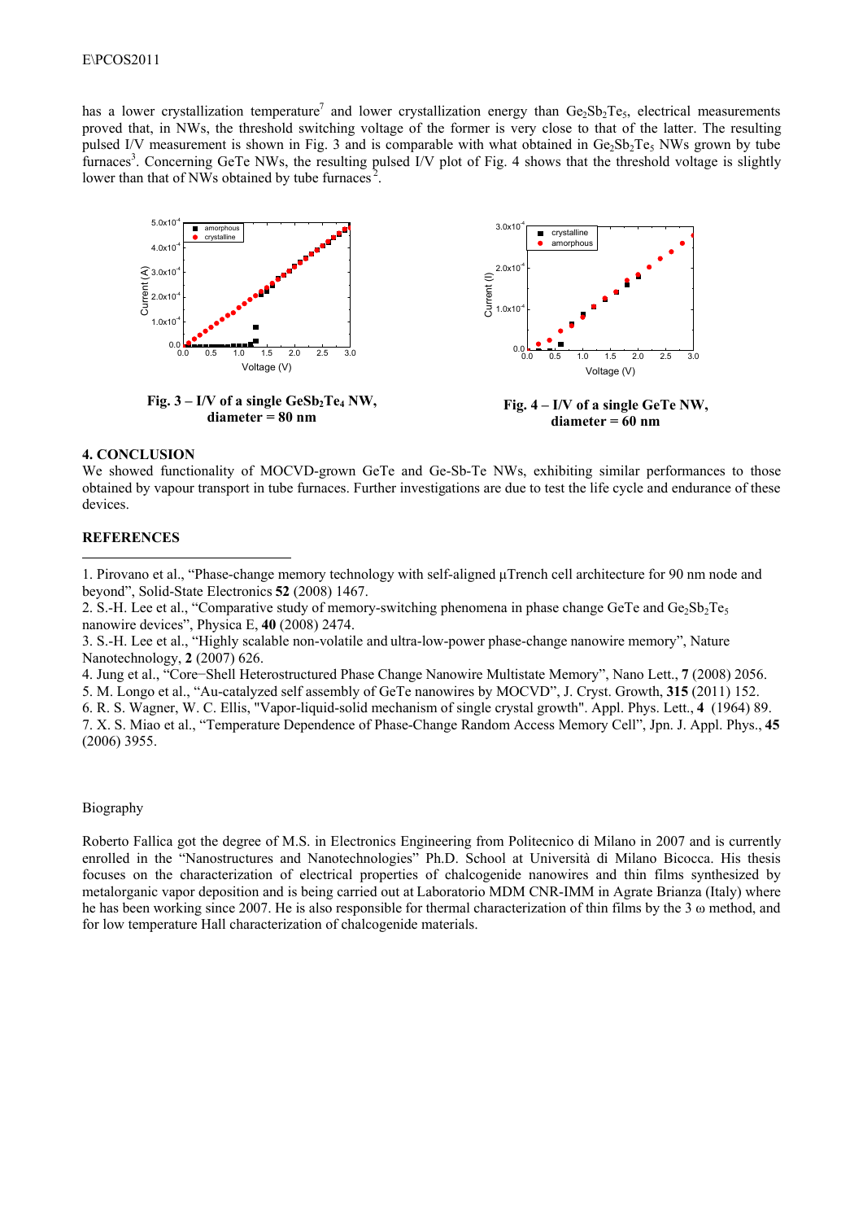has a lower crystallization temperature[7] and lower crystallization energy than $Ge_2Sb_2Te_5$, electrical measurements proved that, in NWs, the threshold switching voltage of the former is very close to that of the latter. The resulting pulsed I/V measurement is shown in Fig. 3 and is comparable with what obtained in $Ge_2Sb_2Te_5$ NWs grown by tube furnaces[3]. Concerning GeTe NWs, the resulting pulsed I/V plot of Fig. 4 shows that the threshold voltage is slightly lower than that of NWs obtained by tube furnaces[2].

amorphous
crystalline
Current (A)
5.0x10$^{-4}$
4.0x10$^{-4}$
3.0x10$^{-4}$
2.0x10$^{-4}$
1.0x10$^{-4}$
0.0
0.0 0.5 1.0 1.5 2.0 2.5 3.0
Voltage (V)

**Fig. 3 – I/V of a single $GeSb_2Te_4$ NW, diameter = 80 nm**

crystalline
amorphous
Current (I)
3.0x10$^{-4}$
2.0x10$^{-4}$
1.0x10$^{-4}$
0.0
0.0 0.5 1.0 1.5 2.0 2.5 3.0
Voltage (V)

**Fig. 4 – I/V of a single GeTe NW, diameter = 60 nm**

## 4. CONCLUSION

We showed functionality of MOCVD-grown GeTe and Ge-Sb-Te NWs, exhibiting similar performances to those obtained by vapour transport in tube furnaces. Further investigations are due to test the life cycle and endurance of these devices.

## REFERENCES

1. Pirovano et al., "Phase-change memory technology with self-aligned µTrench cell architecture for 90 nm node and beyond", Solid-State Electronics **52** (2008) 1467.
2. S.-H. Lee et al., "Comparative study of memory-switching phenomena in phase change GeTe and $Ge_2Sb_2Te_5$ nanowire devices", Physica E, **40** (2008) 2474.
3. S.-H. Lee et al., "Highly scalable non-volatile and ultra-low-power phase-change nanowire memory", Nature Nanotechnology, **2** (2007) 626.
4. Jung et al., "Core−Shell Heterostructured Phase Change Nanowire Multistate Memory", Nano Lett., **7** (2008) 2056.
5. M. Longo et al., "Au-catalyzed self assembly of GeTe nanowires by MOCVD", J. Cryst. Growth, **315** (2011) 152.
6. R. S. Wagner, W. C. Ellis, "Vapor-liquid-solid mechanism of single crystal growth". Appl. Phys. Lett., **4** (1964) 89.
7. X. S. Miao et al., "Temperature Dependence of Phase-Change Random Access Memory Cell", Jpn. J. Appl. Phys., **45** (2006) 3955.

Biography

Roberto Fallica got the degree of M.S. in Electronics Engineering from Politecnico di Milano in 2007 and is currently enrolled in the "Nanostructures and Nanotechnologies" Ph.D. School at Università di Milano Bicocca. His thesis focuses on the characterization of electrical properties of chalcogenide nanowires and thin films synthesized by metalorganic vapor deposition and is being carried out at Laboratorio MDM CNR-IMM in Agrate Brianza (Italy) where he has been working since 2007. He is also responsible for thermal characterization of thin films by the 3 ω method, and for low temperature Hall characterization of chalcogenide materials.